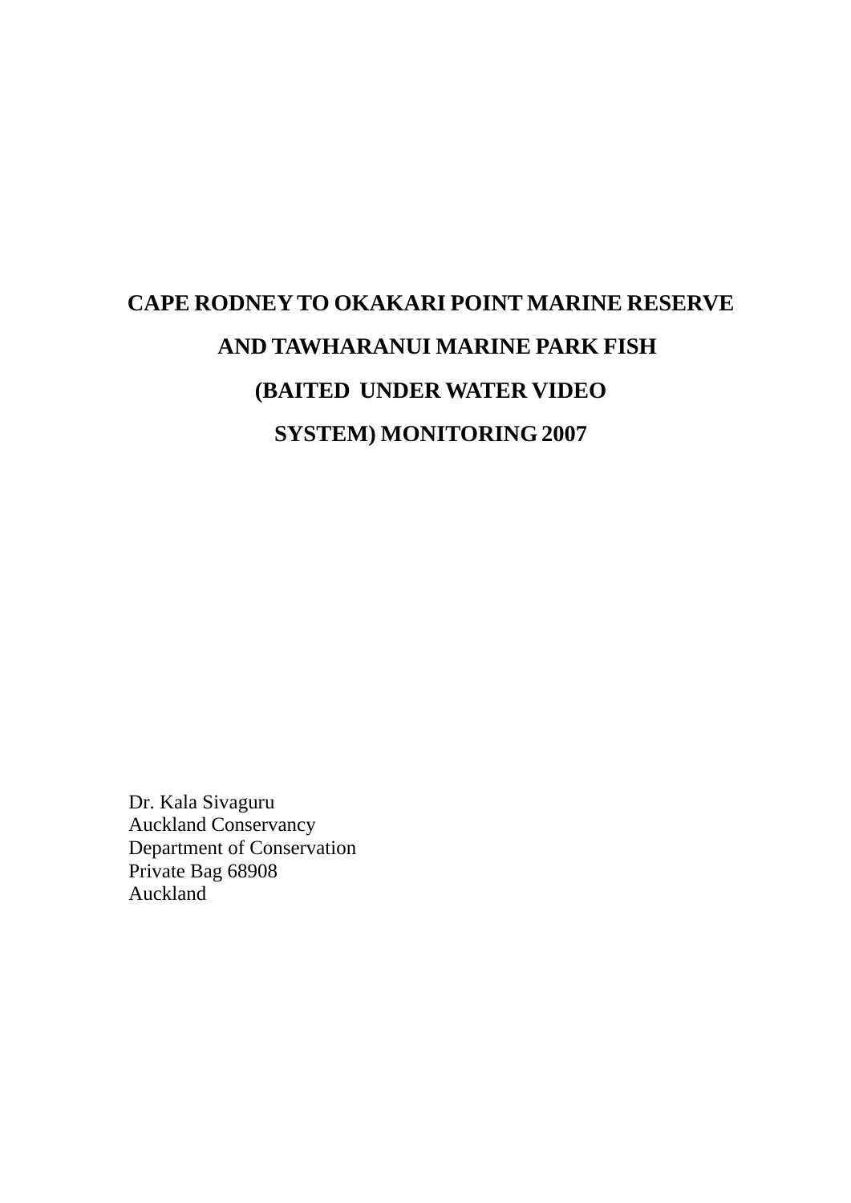# CAPE RODNEY TO OKAKARI POINT MARINE RESERVE AND TAWHARANUI MARINE PARK FISH (BAITED UNDER WATER VIDEO SYSTEM) MONITORING 2007

Dr. Kala Sivaguru
Auckland Conservancy
Department of Conservation
Private Bag 68908
Auckland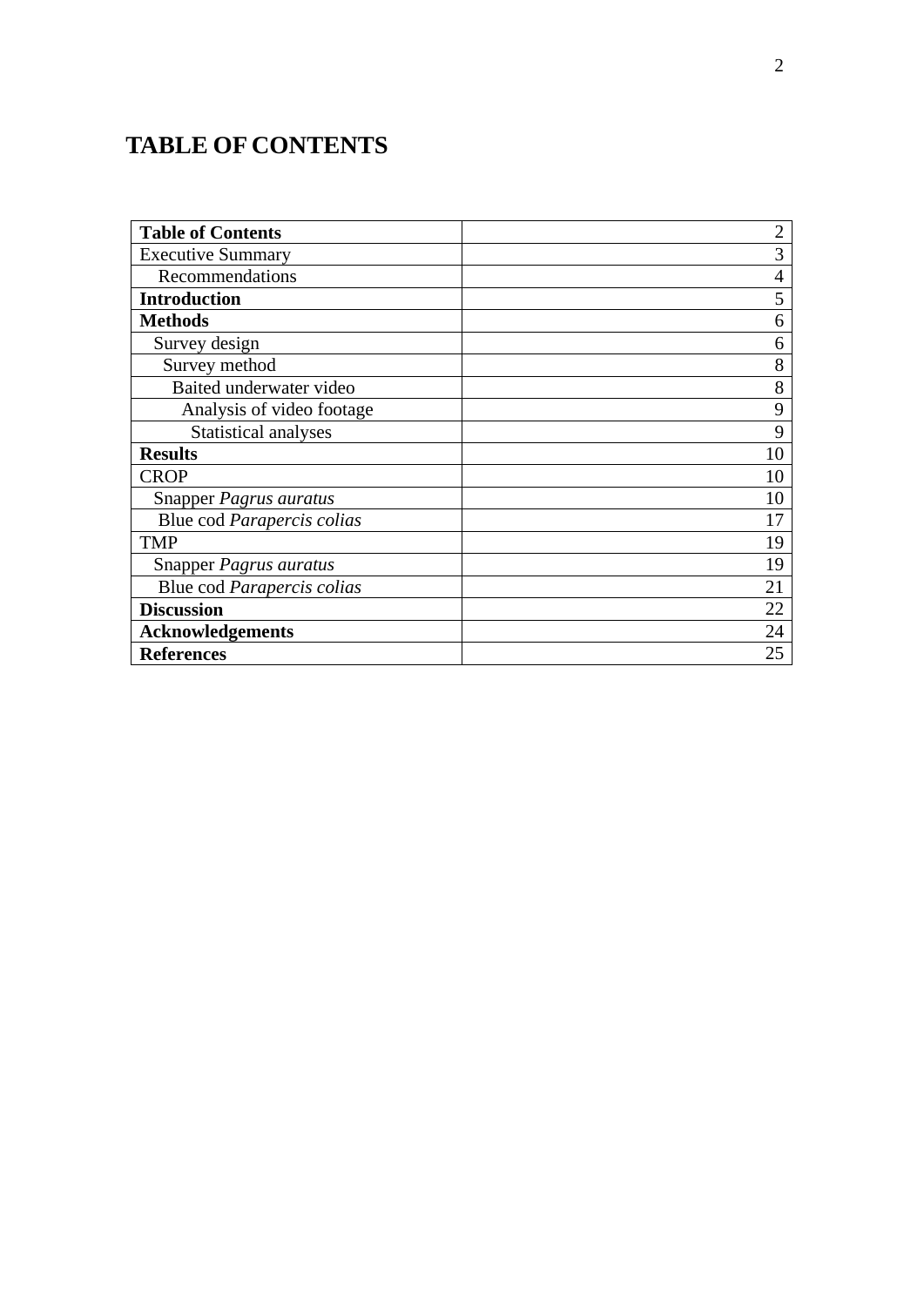# TABLE OF CONTENTS

| | |
|---|---|
| **Table of Contents** | 2 |
| Executive Summary | 3 |
| Recommendations | 4 |
| **Introduction** | 5 |
| **Methods** | 6 |
| Survey design | 6 |
| Survey method | 8 |
| Baited underwater video | 8 |
| Analysis of video footage | 9 |
| Statistical analyses | 9 |
| **Results** | 10 |
| CROP | 10 |
| Snapper *Pagrus auratus* | 10 |
| Blue cod *Parapercis colias* | 17 |
| TMP | 19 |
| Snapper *Pagrus auratus* | 19 |
| Blue cod *Parapercis colias* | 21 |
| **Discussion** | 22 |
| **Acknowledgements** | 24 |
| **References** | 25 |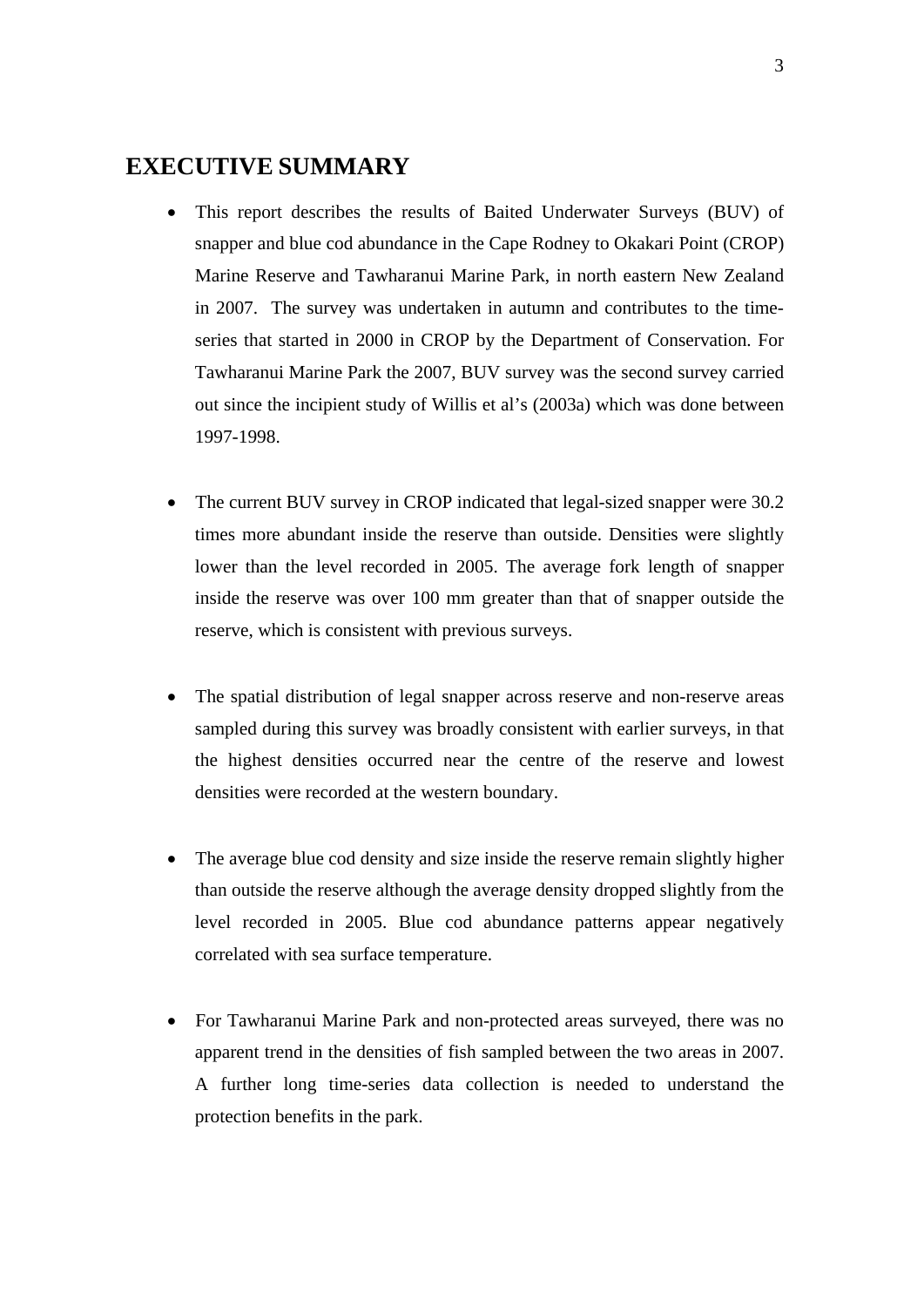# EXECUTIVE SUMMARY

- This report describes the results of Baited Underwater Surveys (BUV) of snapper and blue cod abundance in the Cape Rodney to Okakari Point (CROP) Marine Reserve and Tawharanui Marine Park, in north eastern New Zealand in 2007. The survey was undertaken in autumn and contributes to the time-series that started in 2000 in CROP by the Department of Conservation. For Tawharanui Marine Park the 2007, BUV survey was the second survey carried out since the incipient study of Willis et al's (2003a) which was done between 1997-1998.

- The current BUV survey in CROP indicated that legal-sized snapper were 30.2 times more abundant inside the reserve than outside. Densities were slightly lower than the level recorded in 2005. The average fork length of snapper inside the reserve was over 100 mm greater than that of snapper outside the reserve, which is consistent with previous surveys.

- The spatial distribution of legal snapper across reserve and non-reserve areas sampled during this survey was broadly consistent with earlier surveys, in that the highest densities occurred near the centre of the reserve and lowest densities were recorded at the western boundary.

- The average blue cod density and size inside the reserve remain slightly higher than outside the reserve although the average density dropped slightly from the level recorded in 2005. Blue cod abundance patterns appear negatively correlated with sea surface temperature.

- For Tawharanui Marine Park and non-protected areas surveyed, there was no apparent trend in the densities of fish sampled between the two areas in 2007. A further long time-series data collection is needed to understand the protection benefits in the park.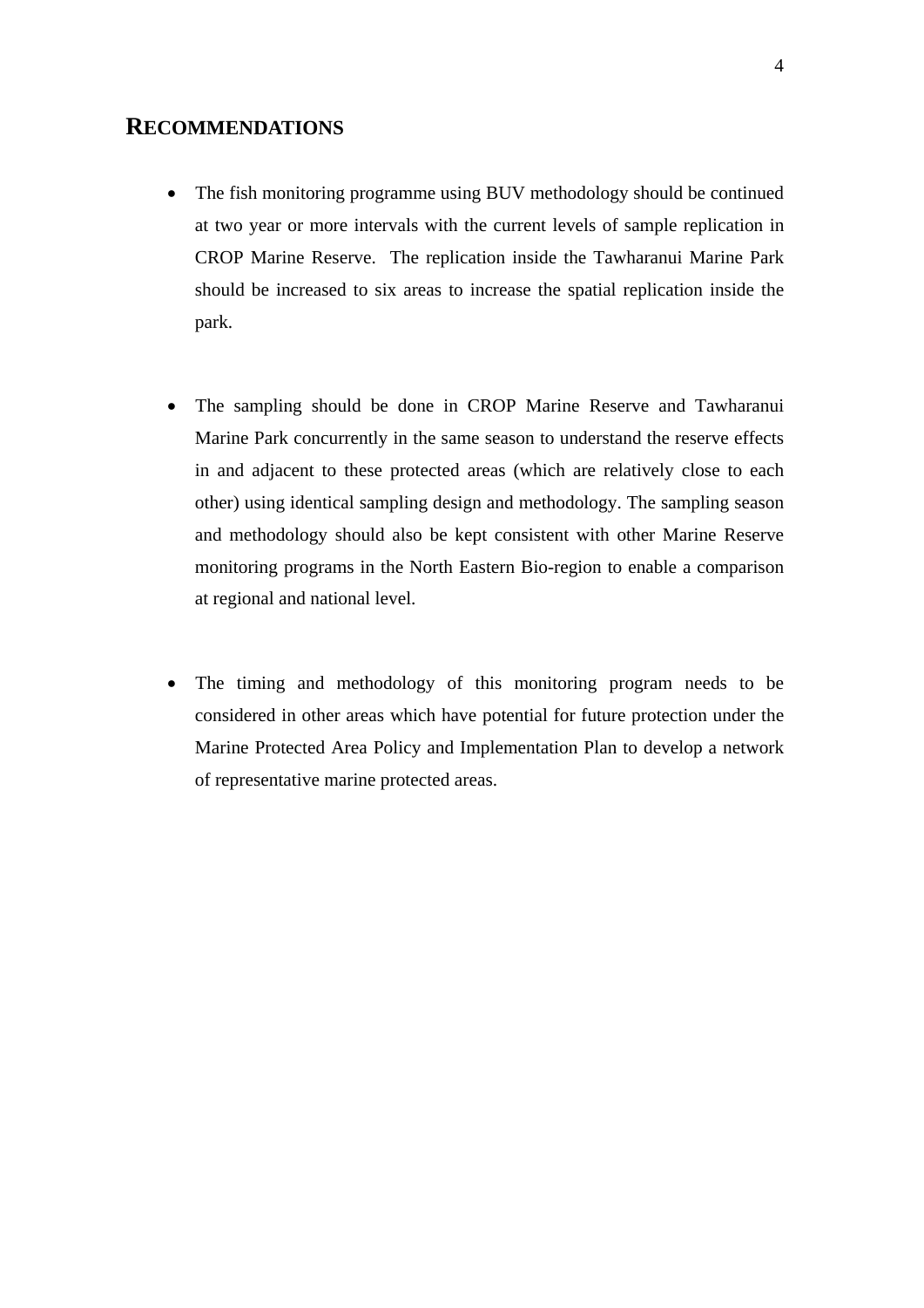## RECOMMENDATIONS

- The fish monitoring programme using BUV methodology should be continued at two year or more intervals with the current levels of sample replication in CROP Marine Reserve. The replication inside the Tawharanui Marine Park should be increased to six areas to increase the spatial replication inside the park.

- The sampling should be done in CROP Marine Reserve and Tawharanui Marine Park concurrently in the same season to understand the reserve effects in and adjacent to these protected areas (which are relatively close to each other) using identical sampling design and methodology. The sampling season and methodology should also be kept consistent with other Marine Reserve monitoring programs in the North Eastern Bio-region to enable a comparison at regional and national level.

- The timing and methodology of this monitoring program needs to be considered in other areas which have potential for future protection under the Marine Protected Area Policy and Implementation Plan to develop a network of representative marine protected areas.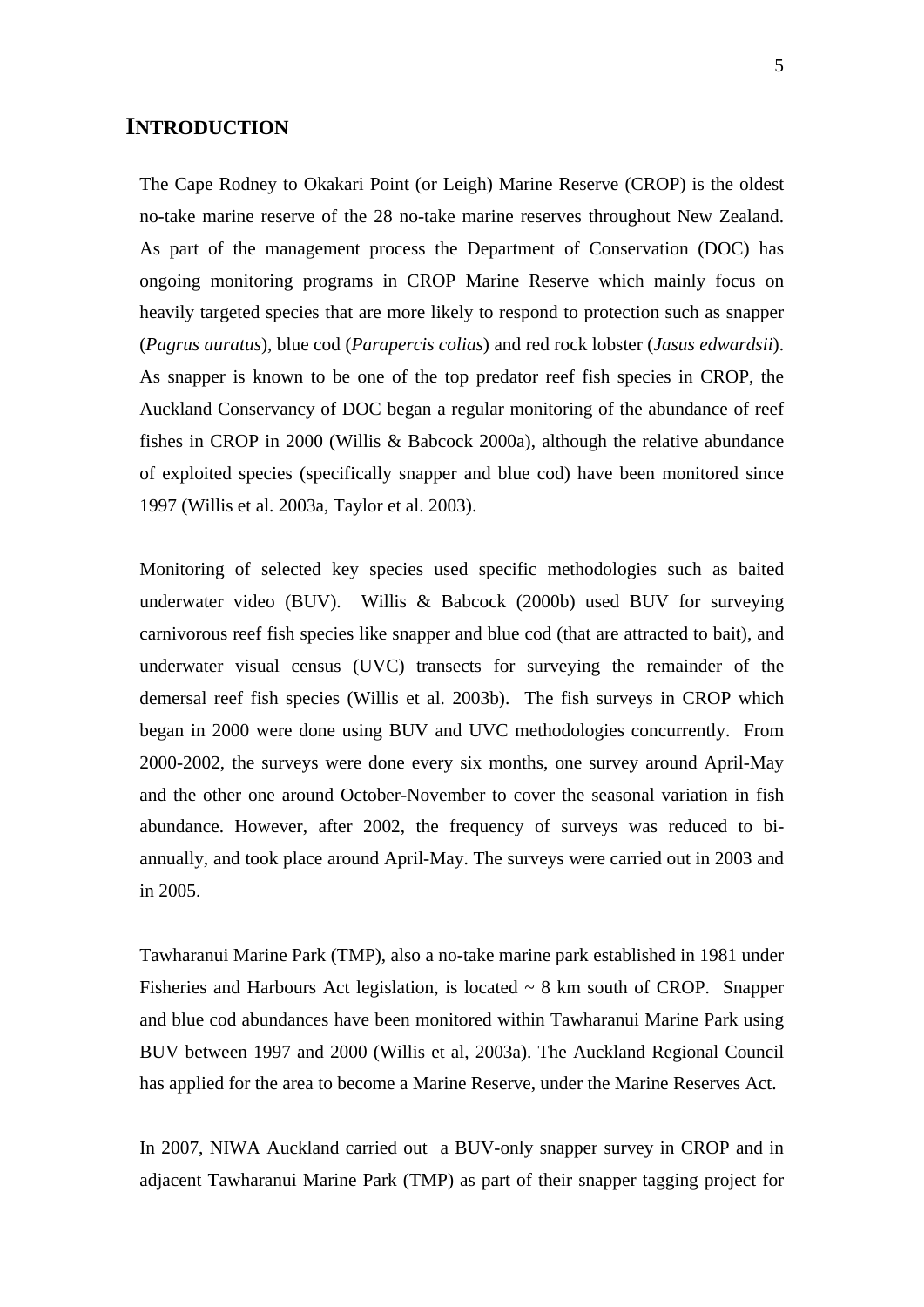# INTRODUCTION

The Cape Rodney to Okakari Point (or Leigh) Marine Reserve (CROP) is the oldest no-take marine reserve of the 28 no-take marine reserves throughout New Zealand. As part of the management process the Department of Conservation (DOC) has ongoing monitoring programs in CROP Marine Reserve which mainly focus on heavily targeted species that are more likely to respond to protection such as snapper (*Pagrus auratus*), blue cod (*Parapercis colias*) and red rock lobster (*Jasus edwardsii*). As snapper is known to be one of the top predator reef fish species in CROP, the Auckland Conservancy of DOC began a regular monitoring of the abundance of reef fishes in CROP in 2000 (Willis & Babcock 2000a), although the relative abundance of exploited species (specifically snapper and blue cod) have been monitored since 1997 (Willis et al. 2003a, Taylor et al. 2003).

Monitoring of selected key species used specific methodologies such as baited underwater video (BUV). Willis & Babcock (2000b) used BUV for surveying carnivorous reef fish species like snapper and blue cod (that are attracted to bait), and underwater visual census (UVC) transects for surveying the remainder of the demersal reef fish species (Willis et al. 2003b). The fish surveys in CROP which began in 2000 were done using BUV and UVC methodologies concurrently. From 2000-2002, the surveys were done every six months, one survey around April-May and the other one around October-November to cover the seasonal variation in fish abundance. However, after 2002, the frequency of surveys was reduced to bi-annually, and took place around April-May. The surveys were carried out in 2003 and in 2005.

Tawharanui Marine Park (TMP), also a no-take marine park established in 1981 under Fisheries and Harbours Act legislation, is located ~ 8 km south of CROP. Snapper and blue cod abundances have been monitored within Tawharanui Marine Park using BUV between 1997 and 2000 (Willis et al, 2003a). The Auckland Regional Council has applied for the area to become a Marine Reserve, under the Marine Reserves Act.

In 2007, NIWA Auckland carried out a BUV-only snapper survey in CROP and in adjacent Tawharanui Marine Park (TMP) as part of their snapper tagging project for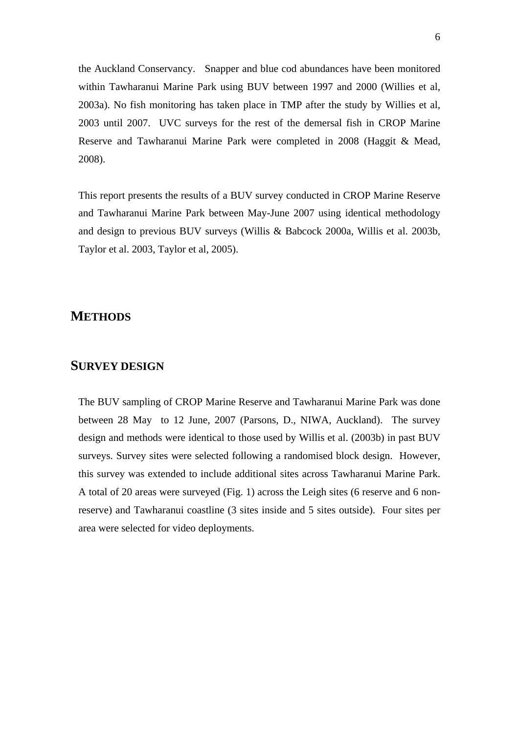the Auckland Conservancy. Snapper and blue cod abundances have been monitored within Tawharanui Marine Park using BUV between 1997 and 2000 (Willies et al, 2003a). No fish monitoring has taken place in TMP after the study by Willies et al, 2003 until 2007. UVC surveys for the rest of the demersal fish in CROP Marine Reserve and Tawharanui Marine Park were completed in 2008 (Haggit & Mead, 2008).

This report presents the results of a BUV survey conducted in CROP Marine Reserve and Tawharanui Marine Park between May-June 2007 using identical methodology and design to previous BUV surveys (Willis & Babcock 2000a, Willis et al. 2003b, Taylor et al. 2003, Taylor et al, 2005).

# METHODS

## SURVEY DESIGN

The BUV sampling of CROP Marine Reserve and Tawharanui Marine Park was done between 28 May to 12 June, 2007 (Parsons, D., NIWA, Auckland). The survey design and methods were identical to those used by Willis et al. (2003b) in past BUV surveys. Survey sites were selected following a randomised block design. However, this survey was extended to include additional sites across Tawharanui Marine Park. A total of 20 areas were surveyed (Fig. 1) across the Leigh sites (6 reserve and 6 non-reserve) and Tawharanui coastline (3 sites inside and 5 sites outside). Four sites per area were selected for video deployments.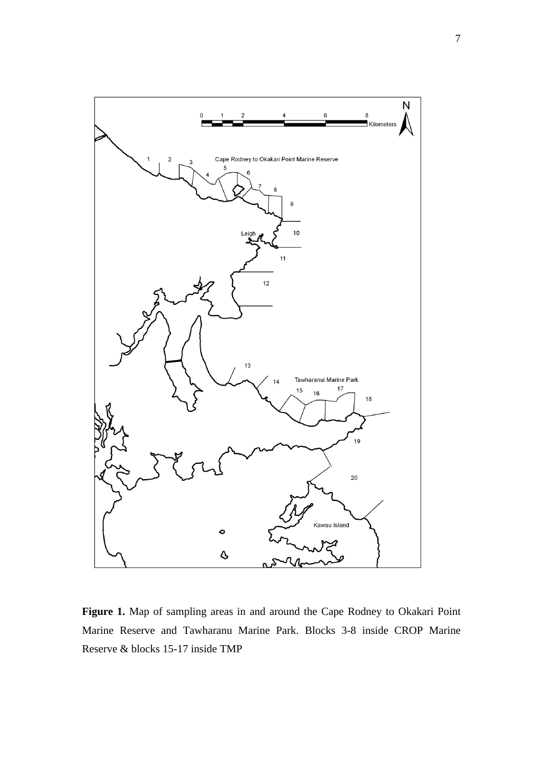**Figure 1.** Map of sampling areas in and around the Cape Rodney to Okakari Point Marine Reserve and Tawharanu Marine Park. Blocks 3-8 inside CROP Marine Reserve & blocks 15-17 inside TMP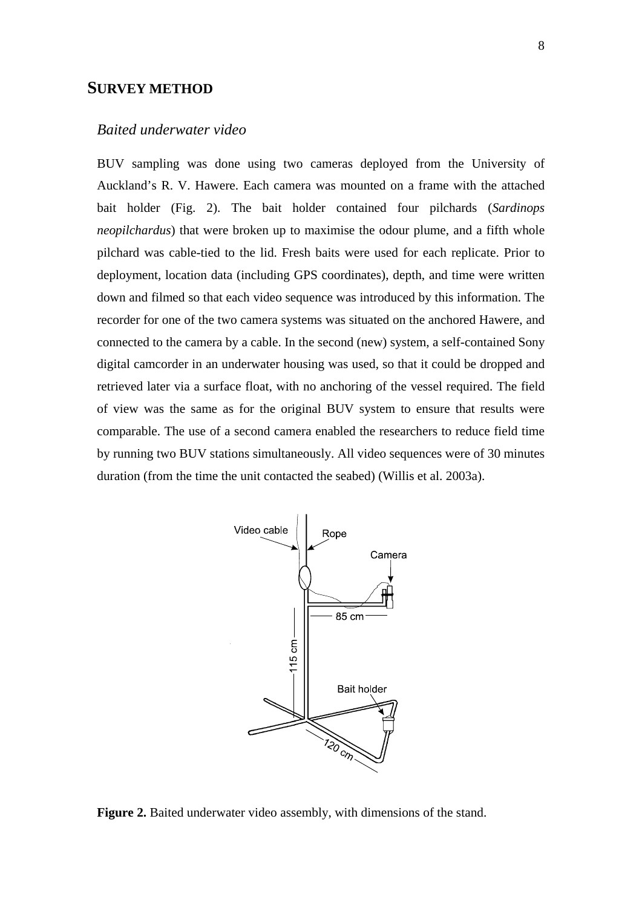## SURVEY METHOD

### *Baited underwater video*

BUV sampling was done using two cameras deployed from the University of Auckland's R. V. Hawere. Each camera was mounted on a frame with the attached bait holder (Fig. 2). The bait holder contained four pilchards (*Sardinops neopilchardus*) that were broken up to maximise the odour plume, and a fifth whole pilchard was cable-tied to the lid. Fresh baits were used for each replicate. Prior to deployment, location data (including GPS coordinates), depth, and time were written down and filmed so that each video sequence was introduced by this information. The recorder for one of the two camera systems was situated on the anchored Hawere, and connected to the camera by a cable. In the second (new) system, a self-contained Sony digital camcorder in an underwater housing was used, so that it could be dropped and retrieved later via a surface float, with no anchoring of the vessel required. The field of view was the same as for the original BUV system to ensure that results were comparable. The use of a second camera enabled the researchers to reduce field time by running two BUV stations simultaneously. All video sequences were of 30 minutes duration (from the time the unit contacted the seabed) (Willis et al. 2003a).

**Figure 2.** Baited underwater video assembly, with dimensions of the stand.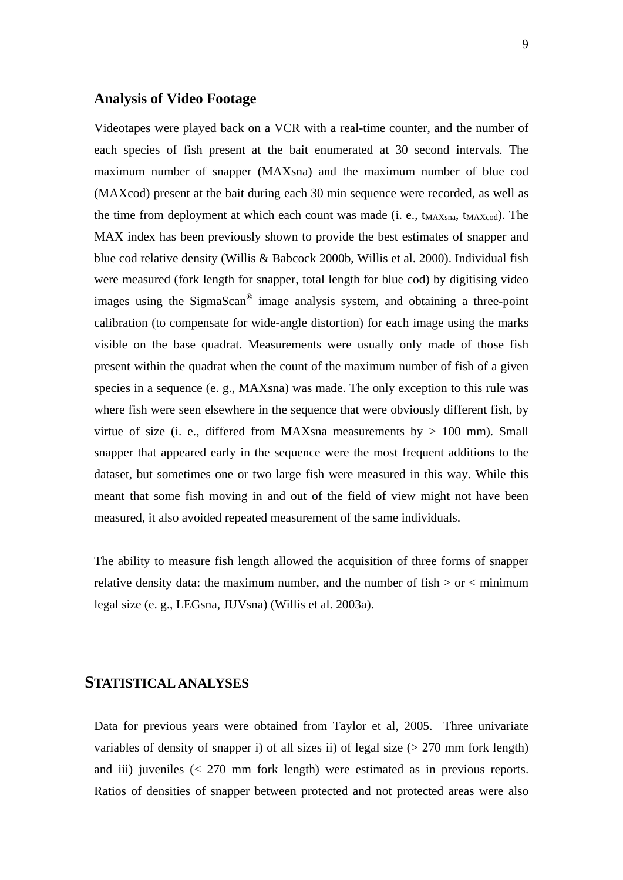## Analysis of Video Footage

Videotapes were played back on a VCR with a real-time counter, and the number of each species of fish present at the bait enumerated at 30 second intervals. The maximum number of snapper (MAXsna) and the maximum number of blue cod (MAXcod) present at the bait during each 30 min sequence were recorded, as well as the time from deployment at which each count was made (i. e., $t_{MAXsna}$, $t_{MAXcod}$). The MAX index has been previously shown to provide the best estimates of snapper and blue cod relative density (Willis & Babcock 2000b, Willis et al. 2000). Individual fish were measured (fork length for snapper, total length for blue cod) by digitising video images using the SigmaScan® image analysis system, and obtaining a three-point calibration (to compensate for wide-angle distortion) for each image using the marks visible on the base quadrat. Measurements were usually only made of those fish present within the quadrat when the count of the maximum number of fish of a given species in a sequence (e. g., MAXsna) was made. The only exception to this rule was where fish were seen elsewhere in the sequence that were obviously different fish, by virtue of size (i. e., differed from MAXsna measurements by > 100 mm). Small snapper that appeared early in the sequence were the most frequent additions to the dataset, but sometimes one or two large fish were measured in this way. While this meant that some fish moving in and out of the field of view might not have been measured, it also avoided repeated measurement of the same individuals.

The ability to measure fish length allowed the acquisition of three forms of snapper relative density data: the maximum number, and the number of fish > or < minimum legal size (e. g., LEGsna, JUVsna) (Willis et al. 2003a).

# STATISTICAL ANALYSES

Data for previous years were obtained from Taylor et al, 2005. Three univariate variables of density of snapper i) of all sizes ii) of legal size (> 270 mm fork length) and iii) juveniles (< 270 mm fork length) were estimated as in previous reports. Ratios of densities of snapper between protected and not protected areas were also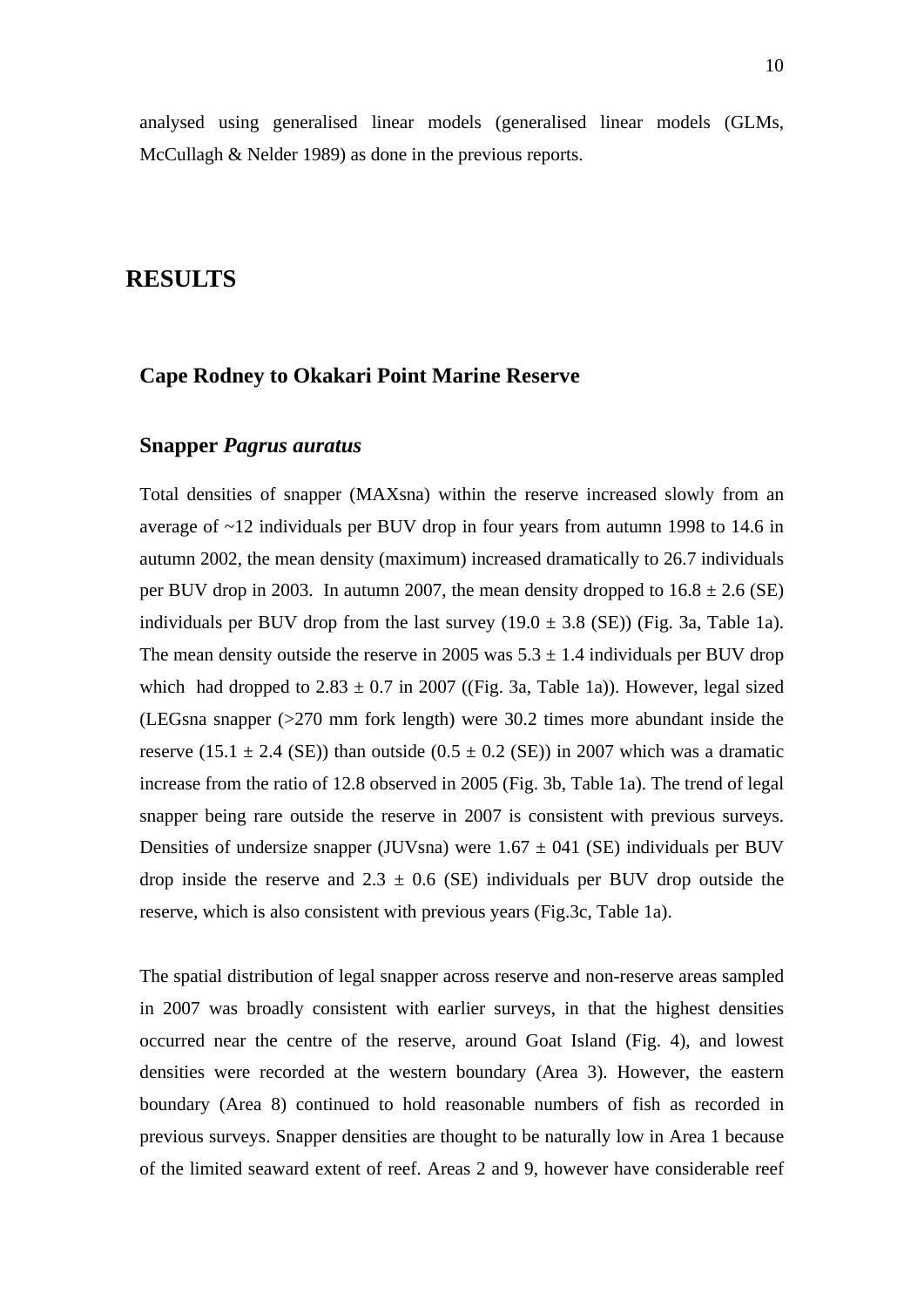analysed using generalised linear models (generalised linear models (GLMs, McCullagh & Nelder 1989) as done in the previous reports.

# RESULTS

## Cape Rodney to Okakari Point Marine Reserve

### Snapper *Pagrus auratus*

Total densities of snapper (MAXsna) within the reserve increased slowly from an average of ~12 individuals per BUV drop in four years from autumn 1998 to 14.6 in autumn 2002, the mean density (maximum) increased dramatically to 26.7 individuals per BUV drop in 2003. In autumn 2007, the mean density dropped to 16.8 ± 2.6 (SE) individuals per BUV drop from the last survey (19.0 ± 3.8 (SE)) (Fig. 3a, Table 1a). The mean density outside the reserve in 2005 was 5.3 ± 1.4 individuals per BUV drop which had dropped to 2.83 ± 0.7 in 2007 ((Fig. 3a, Table 1a)). However, legal sized (LEGsna snapper (>270 mm fork length) were 30.2 times more abundant inside the reserve (15.1 ± 2.4 (SE)) than outside (0.5 ± 0.2 (SE)) in 2007 which was a dramatic increase from the ratio of 12.8 observed in 2005 (Fig. 3b, Table 1a). The trend of legal snapper being rare outside the reserve in 2007 is consistent with previous surveys. Densities of undersize snapper (JUVsna) were 1.67 ± 041 (SE) individuals per BUV drop inside the reserve and 2.3 ± 0.6 (SE) individuals per BUV drop outside the reserve, which is also consistent with previous years (Fig.3c, Table 1a).

The spatial distribution of legal snapper across reserve and non-reserve areas sampled in 2007 was broadly consistent with earlier surveys, in that the highest densities occurred near the centre of the reserve, around Goat Island (Fig. 4), and lowest densities were recorded at the western boundary (Area 3). However, the eastern boundary (Area 8) continued to hold reasonable numbers of fish as recorded in previous surveys. Snapper densities are thought to be naturally low in Area 1 because of the limited seaward extent of reef. Areas 2 and 9, however have considerable reef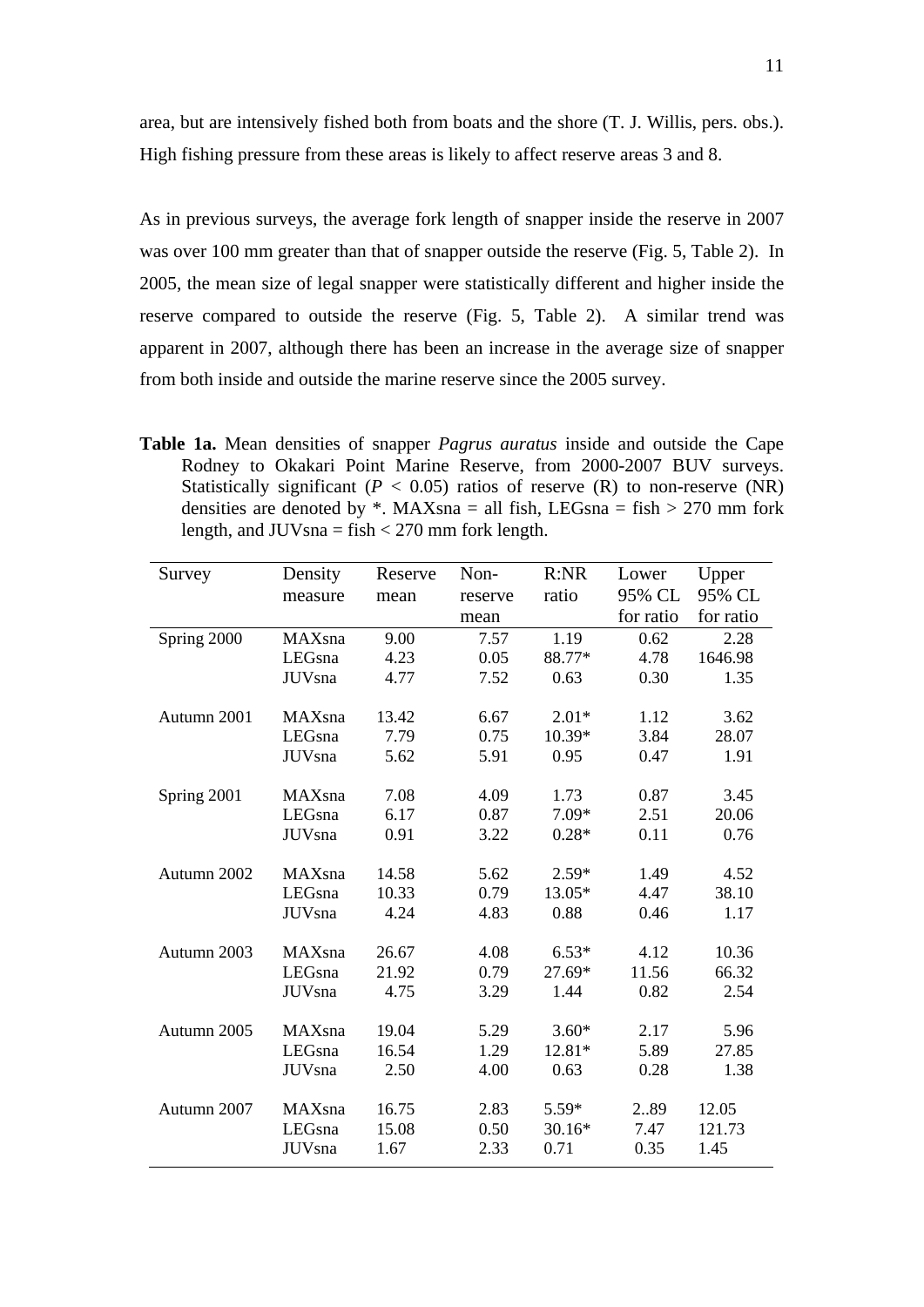area, but are intensively fished both from boats and the shore (T. J. Willis, pers. obs.). High fishing pressure from these areas is likely to affect reserve areas 3 and 8.

As in previous surveys, the average fork length of snapper inside the reserve in 2007 was over 100 mm greater than that of snapper outside the reserve (Fig. 5, Table 2). In 2005, the mean size of legal snapper were statistically different and higher inside the reserve compared to outside the reserve (Fig. 5, Table 2). A similar trend was apparent in 2007, although there has been an increase in the average size of snapper from both inside and outside the marine reserve since the 2005 survey.

**Table 1a.** Mean densities of snapper *Pagrus auratus* inside and outside the Cape Rodney to Okakari Point Marine Reserve, from 2000-2007 BUV surveys. Statistically significant ($P < 0.05$) ratios of reserve (R) to non-reserve (NR) densities are denoted by *. MAXsna = all fish, LEGsna = fish > 270 mm fork length, and JUVsna = fish < 270 mm fork length.

| Survey | Density measure | Reserve mean | Non-reserve mean | R:NR ratio | Lower 95% CL for ratio | Upper 95% CL for ratio |
|---|---|---|---|---|---|---|
| Spring 2000 | MAXsna | 9.00 | 7.57 | 1.19 | 0.62 | 2.28 |
| | LEGsna | 4.23 | 0.05 | 88.77* | 4.78 | 1646.98 |
| | JUVsna | 4.77 | 7.52 | 0.63 | 0.30 | 1.35 |
| Autumn 2001 | MAXsna | 13.42 | 6.67 | 2.01* | 1.12 | 3.62 |
| | LEGsna | 7.79 | 0.75 | 10.39* | 3.84 | 28.07 |
| | JUVsna | 5.62 | 5.91 | 0.95 | 0.47 | 1.91 |
| Spring 2001 | MAXsna | 7.08 | 4.09 | 1.73 | 0.87 | 3.45 |
| | LEGsna | 6.17 | 0.87 | 7.09* | 2.51 | 20.06 |
| | JUVsna | 0.91 | 3.22 | 0.28* | 0.11 | 0.76 |
| Autumn 2002 | MAXsna | 14.58 | 5.62 | 2.59* | 1.49 | 4.52 |
| | LEGsna | 10.33 | 0.79 | 13.05* | 4.47 | 38.10 |
| | JUVsna | 4.24 | 4.83 | 0.88 | 0.46 | 1.17 |
| Autumn 2003 | MAXsna | 26.67 | 4.08 | 6.53* | 4.12 | 10.36 |
| | LEGsna | 21.92 | 0.79 | 27.69* | 11.56 | 66.32 |
| | JUVsna | 4.75 | 3.29 | 1.44 | 0.82 | 2.54 |
| Autumn 2005 | MAXsna | 19.04 | 5.29 | 3.60* | 2.17 | 5.96 |
| | LEGsna | 16.54 | 1.29 | 12.81* | 5.89 | 27.85 |
| | JUVsna | 2.50 | 4.00 | 0.63 | 0.28 | 1.38 |
| Autumn 2007 | MAXsna | 16.75 | 2.83 | 5.59* | 2..89 | 12.05 |
| | LEGsna | 15.08 | 0.50 | 30.16* | 7.47 | 121.73 |
| | JUVsna | 1.67 | 2.33 | 0.71 | 0.35 | 1.45 |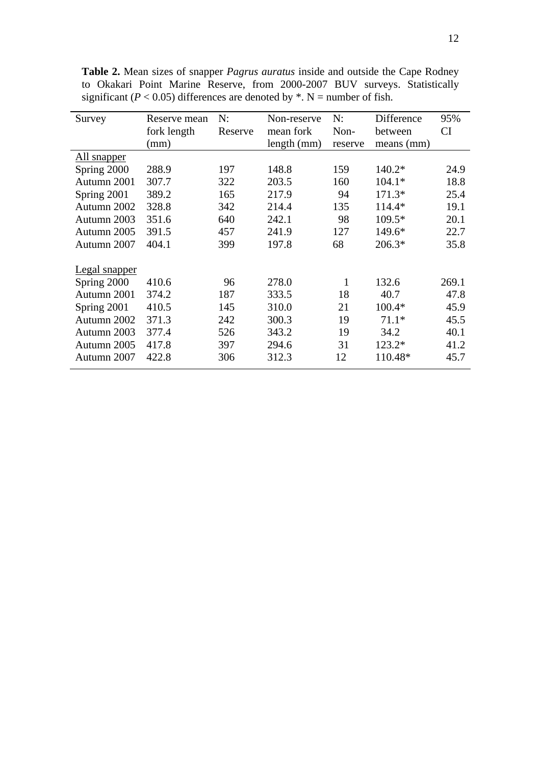**Table 2.** Mean sizes of snapper *Pagrus auratus* inside and outside the Cape Rodney to Okakari Point Marine Reserve, from 2000-2007 BUV surveys. Statistically significant ($P < 0.05$) differences are denoted by *. N = number of fish.

| Survey | Reserve mean fork length (mm) | N: Reserve | Non-reserve mean fork length (mm) | N: Non-reserve | Difference between means (mm) | 95% CI |
|---|---|---|---|---|---|---|
| <u>All snapper</u> | | | | | | |
| Spring 2000 | 288.9 | 197 | 148.8 | 159 | 140.2* | 24.9 |
| Autumn 2001 | 307.7 | 322 | 203.5 | 160 | 104.1* | 18.8 |
| Spring 2001 | 389.2 | 165 | 217.9 | 94 | 171.3* | 25.4 |
| Autumn 2002 | 328.8 | 342 | 214.4 | 135 | 114.4* | 19.1 |
| Autumn 2003 | 351.6 | 640 | 242.1 | 98 | 109.5* | 20.1 |
| Autumn 2005 | 391.5 | 457 | 241.9 | 127 | 149.6* | 22.7 |
| Autumn 2007 | 404.1 | 399 | 197.8 | 68 | 206.3* | 35.8 |
| <u>Legal snapper</u> | | | | | | |
| Spring 2000 | 410.6 | 96 | 278.0 | 1 | 132.6 | 269.1 |
| Autumn 2001 | 374.2 | 187 | 333.5 | 18 | 40.7 | 47.8 |
| Spring 2001 | 410.5 | 145 | 310.0 | 21 | 100.4* | 45.9 |
| Autumn 2002 | 371.3 | 242 | 300.3 | 19 | 71.1* | 45.5 |
| Autumn 2003 | 377.4 | 526 | 343.2 | 19 | 34.2 | 40.1 |
| Autumn 2005 | 417.8 | 397 | 294.6 | 31 | 123.2* | 41.2 |
| Autumn 2007 | 422.8 | 306 | 312.3 | 12 | 110.48* | 45.7 |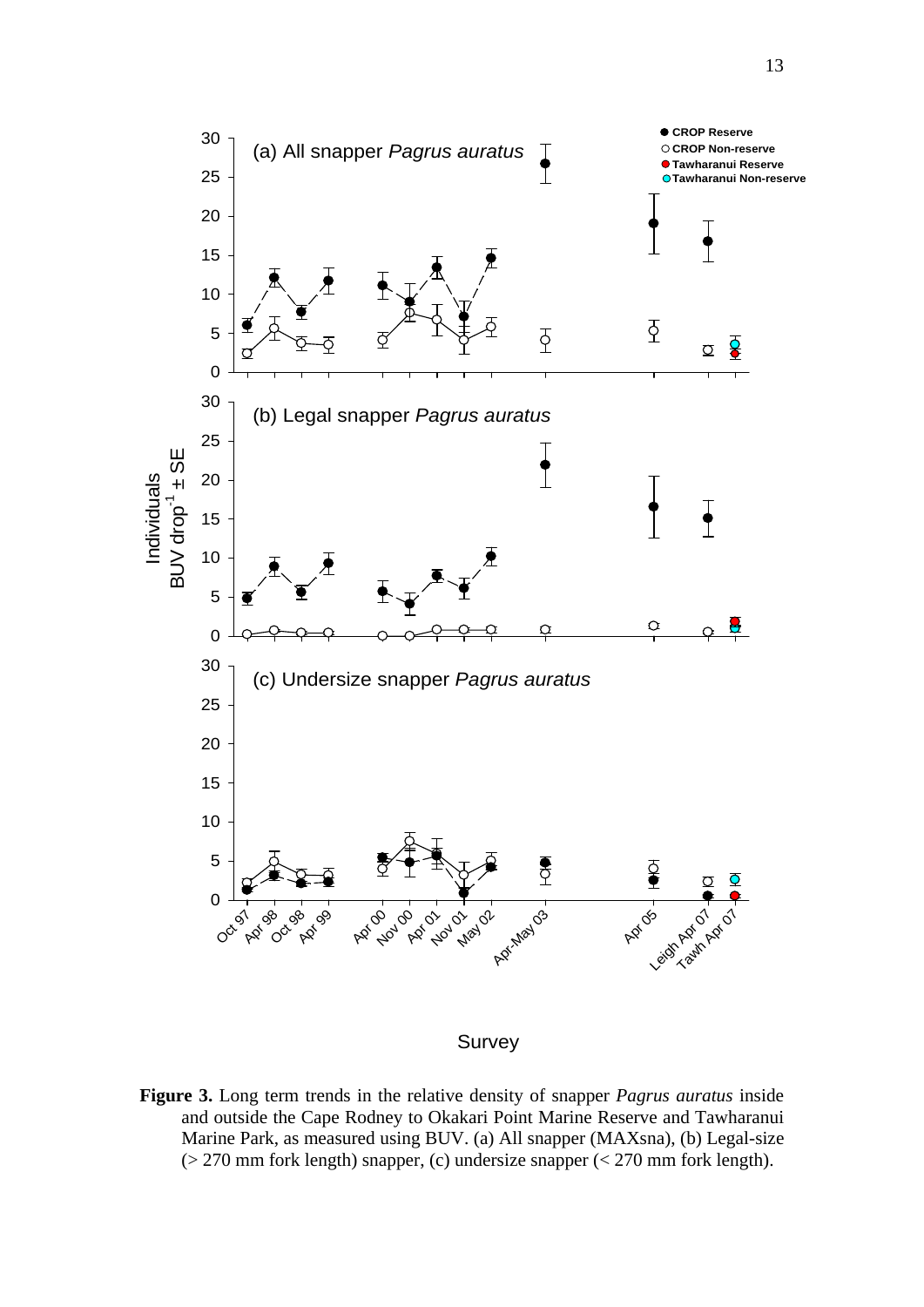**Figure 3.** Long term trends in the relative density of snapper *Pagrus auratus* inside and outside the Cape Rodney to Okakari Point Marine Reserve and Tawharanui Marine Park, as measured using BUV. (a) All snapper (MAXsna), (b) Legal-size (> 270 mm fork length) snapper, (c) undersize snapper (< 270 mm fork length).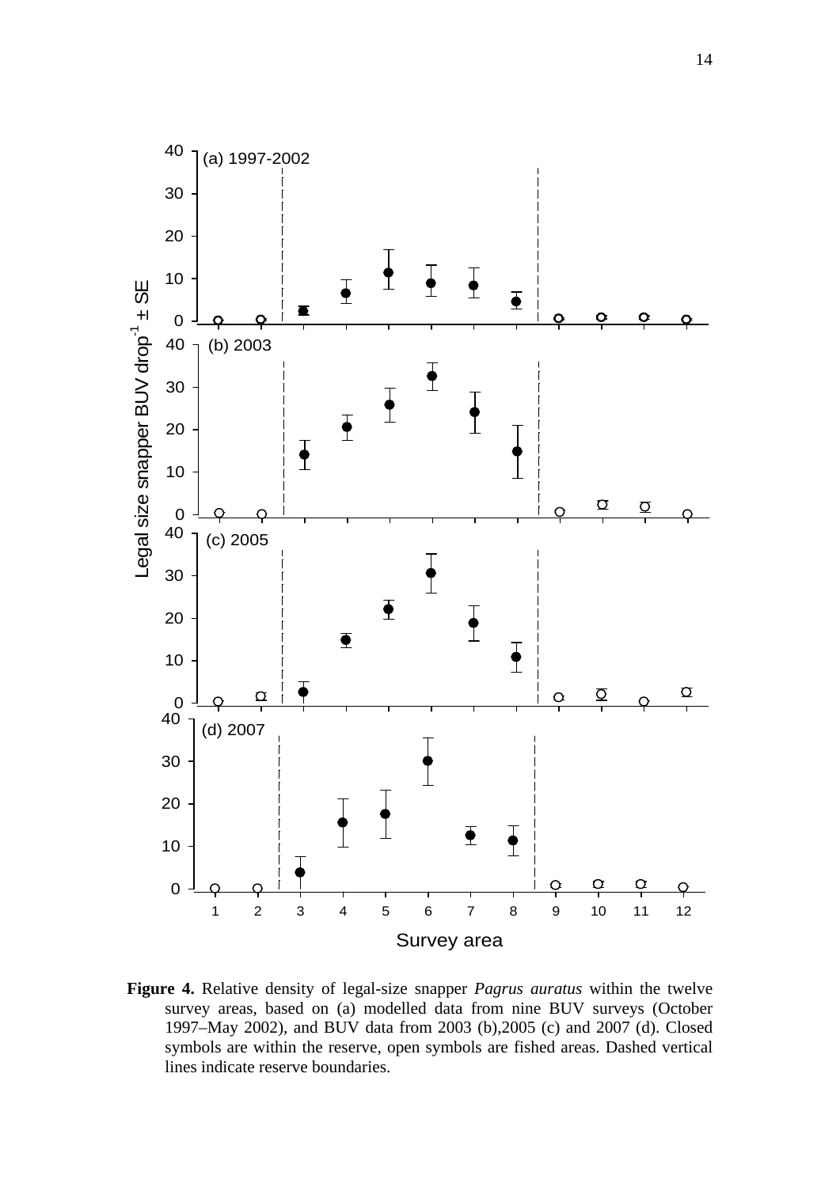**Figure 4.** Relative density of legal-size snapper *Pagrus auratus* within the twelve survey areas, based on (a) modelled data from nine BUV surveys (October 1997–May 2002), and BUV data from 2003 (b),2005 (c) and 2007 (d). Closed symbols are within the reserve, open symbols are fished areas. Dashed vertical lines indicate reserve boundaries.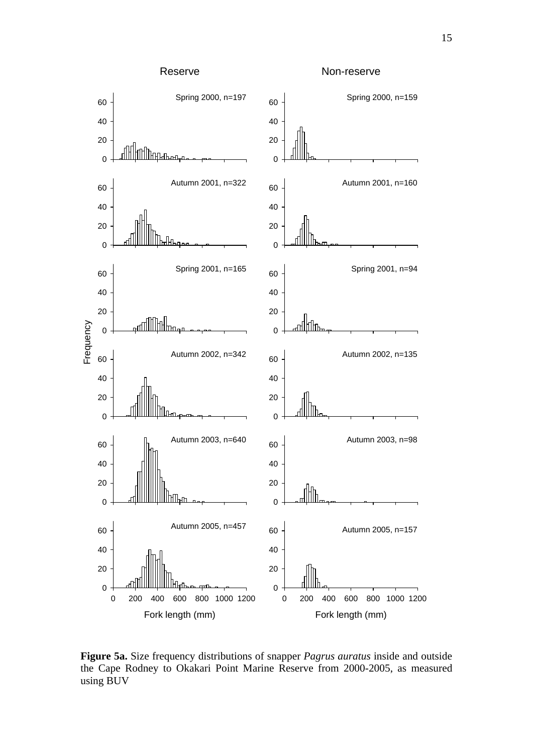**Figure 5a.** Size frequency distributions of snapper *Pagrus auratus* inside and outside the Cape Rodney to Okakari Point Marine Reserve from 2000-2005, as measured using BUV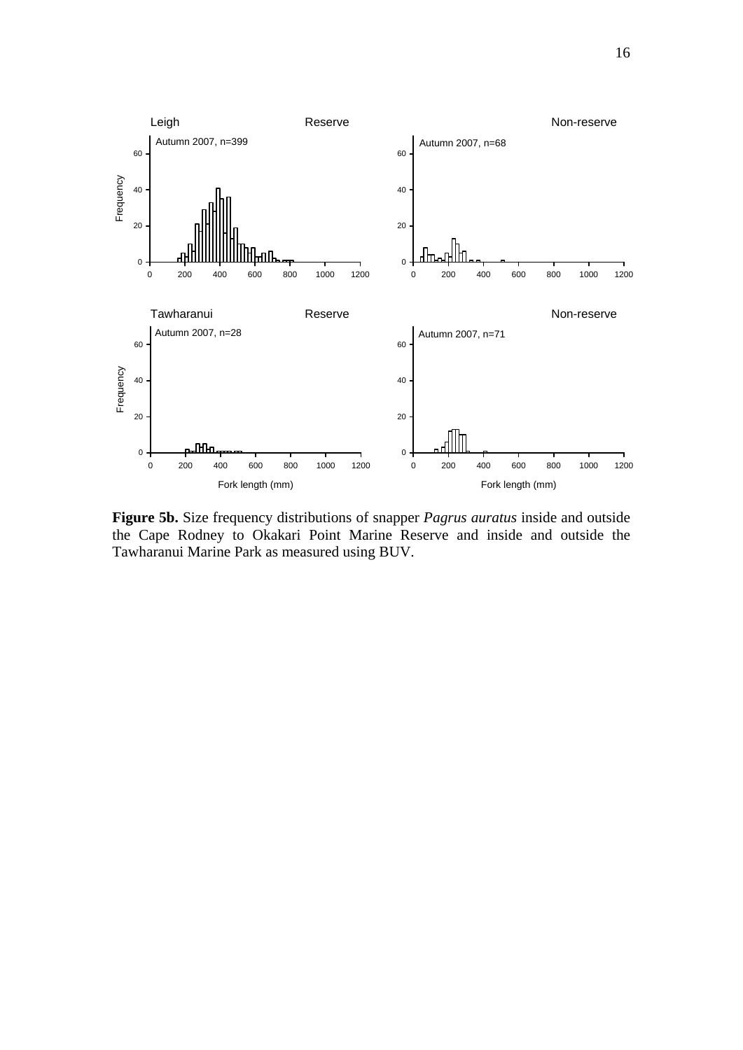**Figure 5b.** Size frequency distributions of snapper *Pagrus auratus* inside and outside the Cape Rodney to Okakari Point Marine Reserve and inside and outside the Tawharanui Marine Park as measured using BUV.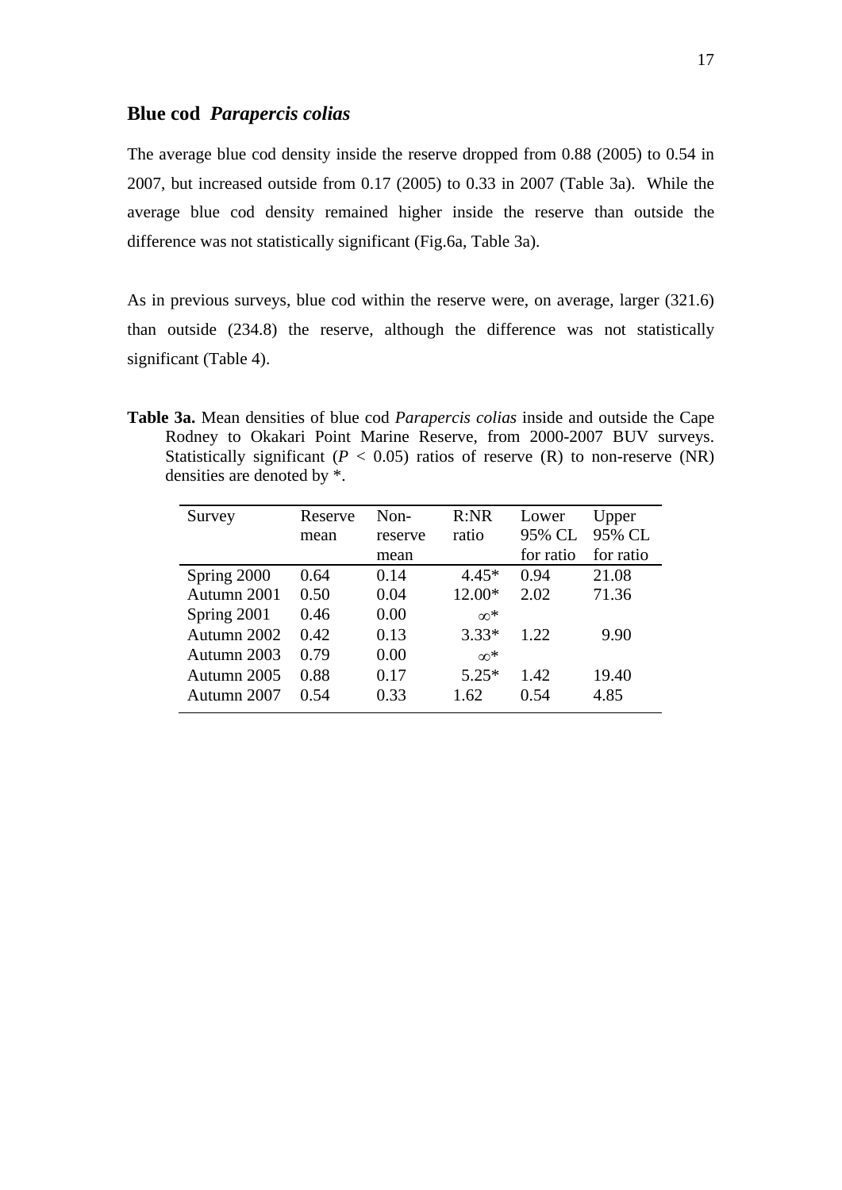## Blue cod *Parapercis colias*

The average blue cod density inside the reserve dropped from 0.88 (2005) to 0.54 in 2007, but increased outside from 0.17 (2005) to 0.33 in 2007 (Table 3a). While the average blue cod density remained higher inside the reserve than outside the difference was not statistically significant (Fig.6a, Table 3a).

As in previous surveys, blue cod within the reserve were, on average, larger (321.6) than outside (234.8) the reserve, although the difference was not statistically significant (Table 4).

**Table 3a.** Mean densities of blue cod *Parapercis colias* inside and outside the Cape Rodney to Okakari Point Marine Reserve, from 2000-2007 BUV surveys. Statistically significant ($P < 0.05$) ratios of reserve (R) to non-reserve (NR) densities are denoted by *.

| Survey | Reserve mean | Non-reserve mean | R:NR ratio | Lower 95% CL for ratio | Upper 95% CL for ratio |
|---|---|---|---|---|---|
| Spring 2000 | 0.64 | 0.14 | 4.45* | 0.94 | 21.08 |
| Autumn 2001 | 0.50 | 0.04 | 12.00* | 2.02 | 71.36 |
| Spring 2001 | 0.46 | 0.00 | ∞* | | |
| Autumn 2002 | 0.42 | 0.13 | 3.33* | 1.22 | 9.90 |
| Autumn 2003 | 0.79 | 0.00 | ∞* | | |
| Autumn 2005 | 0.88 | 0.17 | 5.25* | 1.42 | 19.40 |
| Autumn 2007 | 0.54 | 0.33 | 1.62 | 0.54 | 4.85 |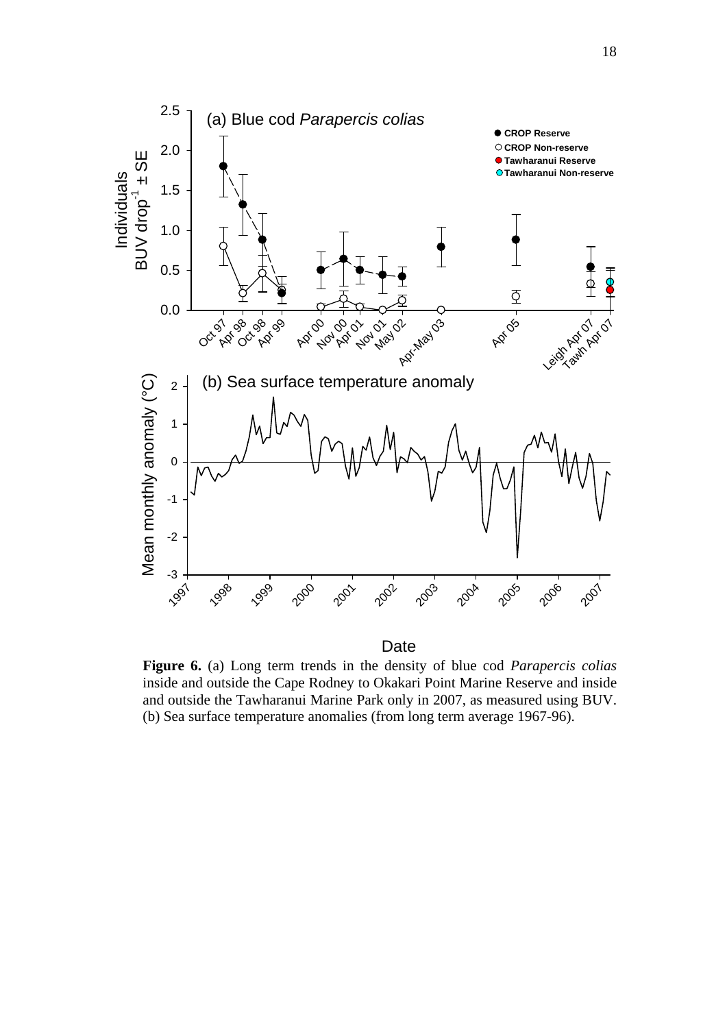**Figure 6.** (a) Long term trends in the density of blue cod *Parapercis colias* inside and outside the Cape Rodney to Okakari Point Marine Reserve and inside and outside the Tawharanui Marine Park only in 2007, as measured using BUV. (b) Sea surface temperature anomalies (from long term average 1967-96).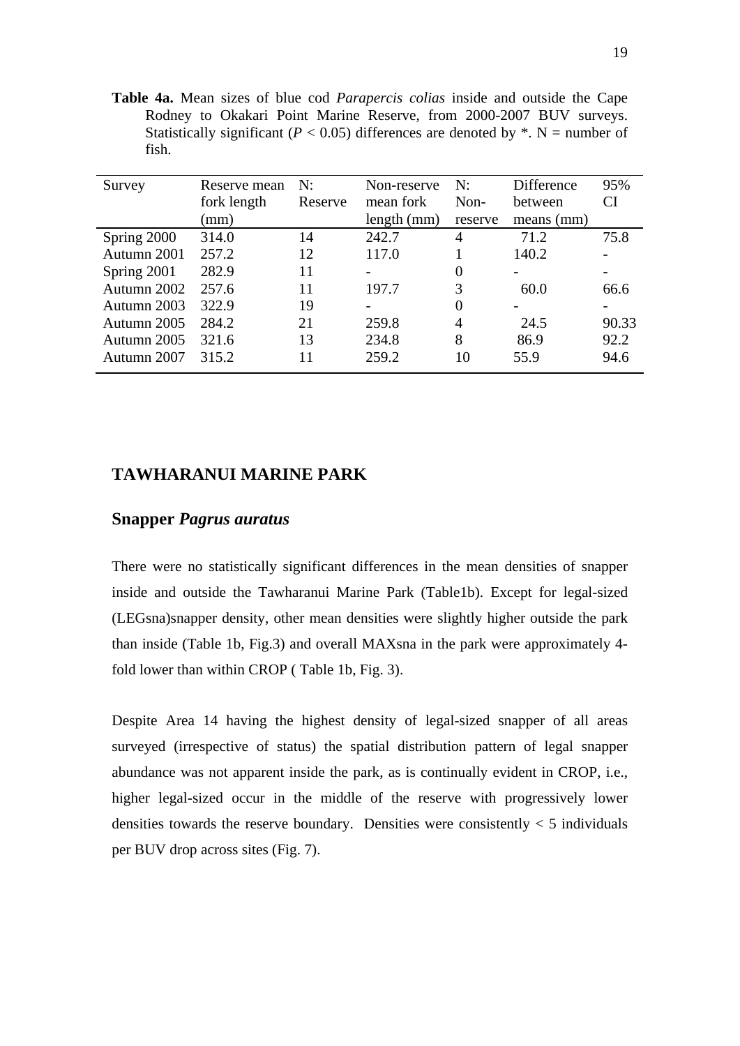**Table 4a.** Mean sizes of blue cod *Parapercis colias* inside and outside the Cape Rodney to Okakari Point Marine Reserve, from 2000-2007 BUV surveys. Statistically significant ($P < 0.05$) differences are denoted by *. N = number of fish.

| Survey | Reserve mean fork length (mm) | N: Reserve | Non-reserve mean fork length (mm) | N: Non-reserve | Difference between means (mm) | 95% CI |
|---|---|---|---|---|---|---|
| Spring 2000 | 314.0 | 14 | 242.7 | 4 | 71.2 | 75.8 |
| Autumn 2001 | 257.2 | 12 | 117.0 | 1 | 140.2 | - |
| Spring 2001 | 282.9 | 11 | - | 0 | - | - |
| Autumn 2002 | 257.6 | 11 | 197.7 | 3 | 60.0 | 66.6 |
| Autumn 2003 | 322.9 | 19 | - | 0 | - | - |
| Autumn 2005 | 284.2 | 21 | 259.8 | 4 | 24.5 | 90.33 |
| Autumn 2005 | 321.6 | 13 | 234.8 | 8 | 86.9 | 92.2 |
| Autumn 2007 | 315.2 | 11 | 259.2 | 10 | 55.9 | 94.6 |

## TAWHARANUI MARINE PARK

### Snapper *Pagrus auratus*

There were no statistically significant differences in the mean densities of snapper inside and outside the Tawharanui Marine Park (Table1b). Except for legal-sized (LEGsna)snapper density, other mean densities were slightly higher outside the park than inside (Table 1b, Fig.3) and overall MAXsna in the park were approximately 4-fold lower than within CROP ( Table 1b, Fig. 3).

Despite Area 14 having the highest density of legal-sized snapper of all areas surveyed (irrespective of status) the spatial distribution pattern of legal snapper abundance was not apparent inside the park, as is continually evident in CROP, i.e., higher legal-sized occur in the middle of the reserve with progressively lower densities towards the reserve boundary. Densities were consistently < 5 individuals per BUV drop across sites (Fig. 7).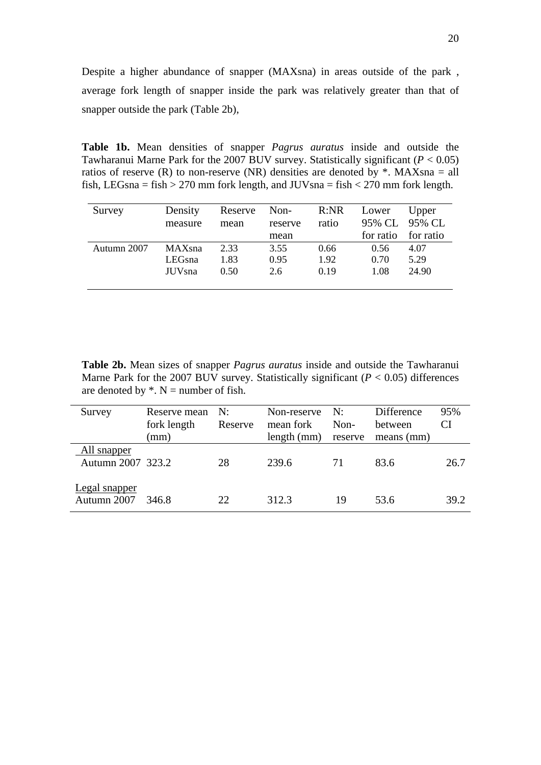Despite a higher abundance of snapper (MAXsna) in areas outside of the park , average fork length of snapper inside the park was relatively greater than that of snapper outside the park (Table 2b),

**Table 1b.** Mean densities of snapper *Pagrus auratus* inside and outside the Tawharanui Marne Park for the 2007 BUV survey. Statistically significant ($P < 0.05$) ratios of reserve (R) to non-reserve (NR) densities are denoted by *. MAXsna = all fish, LEGsna = fish > 270 mm fork length, and JUVsna = fish < 270 mm fork length.

| Survey | Density measure | Reserve mean | Non-reserve mean | R:NR ratio | Lower 95% CL for ratio | Upper 95% CL for ratio |
|---|---|---|---|---|---|---|
| Autumn 2007 | MAXsna | 2.33 | 3.55 | 0.66 | 0.56 | 4.07 |
| | LEGsna | 1.83 | 0.95 | 1.92 | 0.70 | 5.29 |
| | JUVsna | 0.50 | 2.6 | 0.19 | 1.08 | 24.90 |

**Table 2b.** Mean sizes of snapper *Pagrus auratus* inside and outside the Tawharanui Marne Park for the 2007 BUV survey. Statistically significant ($P < 0.05$) differences are denoted by *. N = number of fish.

| Survey | Reserve mean fork length (mm) | N: Reserve | Non-reserve mean fork length (mm) | N: Non-reserve | Difference between means (mm) | 95% CI |
|---|---|---|---|---|---|---|
| All snapper | | | | | | |
| Autumn 2007 | 323.2 | 28 | 239.6 | 71 | 83.6 | 26.7 |
| Legal snapper | | | | | | |
| Autumn 2007 | 346.8 | 22 | 312.3 | 19 | 53.6 | 39.2 |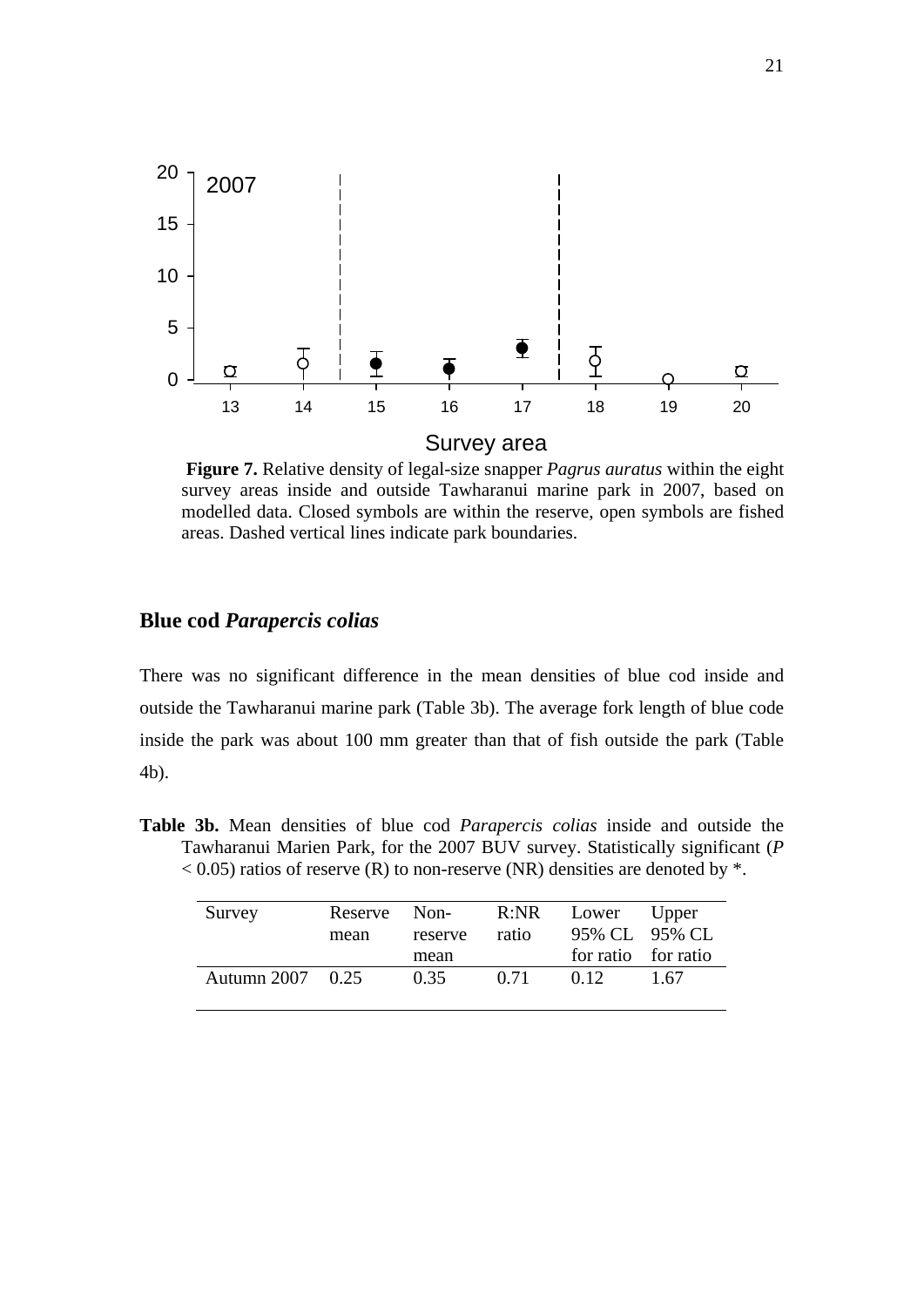**Figure 7.** Relative density of legal-size snapper *Pagrus auratus* within the eight survey areas inside and outside Tawharanui marine park in 2007, based on modelled data. Closed symbols are within the reserve, open symbols are fished areas. Dashed vertical lines indicate park boundaries.

## Blue cod *Parapercis colias*

There was no significant difference in the mean densities of blue cod inside and outside the Tawharanui marine park (Table 3b). The average fork length of blue code inside the park was about 100 mm greater than that of fish outside the park (Table 4b).

**Table 3b.** Mean densities of blue cod *Parapercis colias* inside and outside the Tawharanui Marien Park, for the 2007 BUV survey. Statistically significant ($P < 0.05$) ratios of reserve (R) to non-reserve (NR) densities are denoted by *.

| Survey | Reserve mean | Non-reserve mean | R:NR ratio | Lower 95% CL for ratio | Upper 95% CL for ratio |
|---|---|---|---|---|---|
| Autumn 2007 | 0.25 | 0.35 | 0.71 | 0.12 | 1.67 |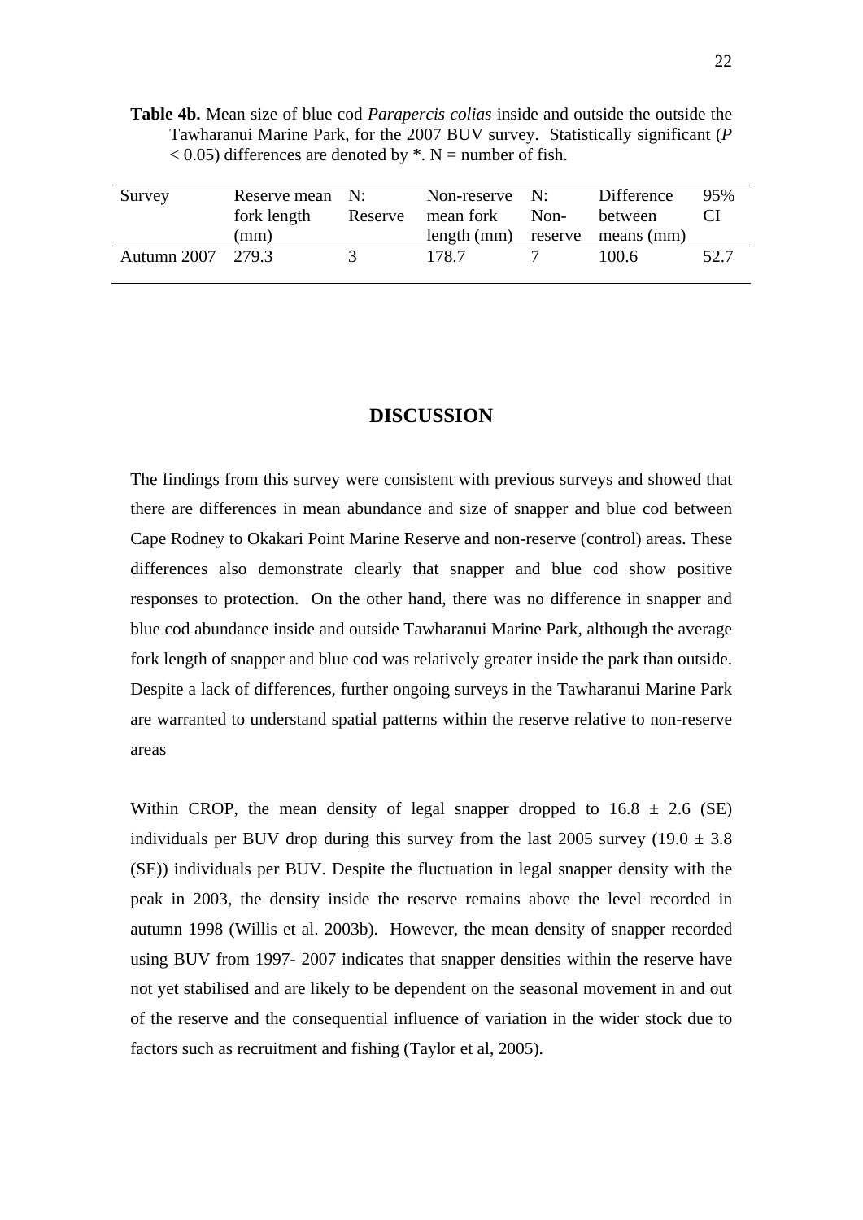**Table 4b.** Mean size of blue cod *Parapercis colias* inside and outside the outside the Tawharanui Marine Park, for the 2007 BUV survey. Statistically significant ($P < 0.05$) differences are denoted by *. N = number of fish.

| Survey | Reserve mean fork length (mm) | N: Reserve | Non-reserve mean fork length (mm) | N: Non-reserve | Difference between means (mm) | 95% CI |
|---|---|---|---|---|---|---|
| Autumn 2007 | 279.3 | 3 | 178.7 | 7 | 100.6 | 52.7 |

## DISCUSSION

The findings from this survey were consistent with previous surveys and showed that there are differences in mean abundance and size of snapper and blue cod between Cape Rodney to Okakari Point Marine Reserve and non-reserve (control) areas. These differences also demonstrate clearly that snapper and blue cod show positive responses to protection. On the other hand, there was no difference in snapper and blue cod abundance inside and outside Tawharanui Marine Park, although the average fork length of snapper and blue cod was relatively greater inside the park than outside. Despite a lack of differences, further ongoing surveys in the Tawharanui Marine Park are warranted to understand spatial patterns within the reserve relative to non-reserve areas

Within CROP, the mean density of legal snapper dropped to 16.8 ± 2.6 (SE) individuals per BUV drop during this survey from the last 2005 survey (19.0 ± 3.8 (SE)) individuals per BUV. Despite the fluctuation in legal snapper density with the peak in 2003, the density inside the reserve remains above the level recorded in autumn 1998 (Willis et al. 2003b). However, the mean density of snapper recorded using BUV from 1997- 2007 indicates that snapper densities within the reserve have not yet stabilised and are likely to be dependent on the seasonal movement in and out of the reserve and the consequential influence of variation in the wider stock due to factors such as recruitment and fishing (Taylor et al, 2005).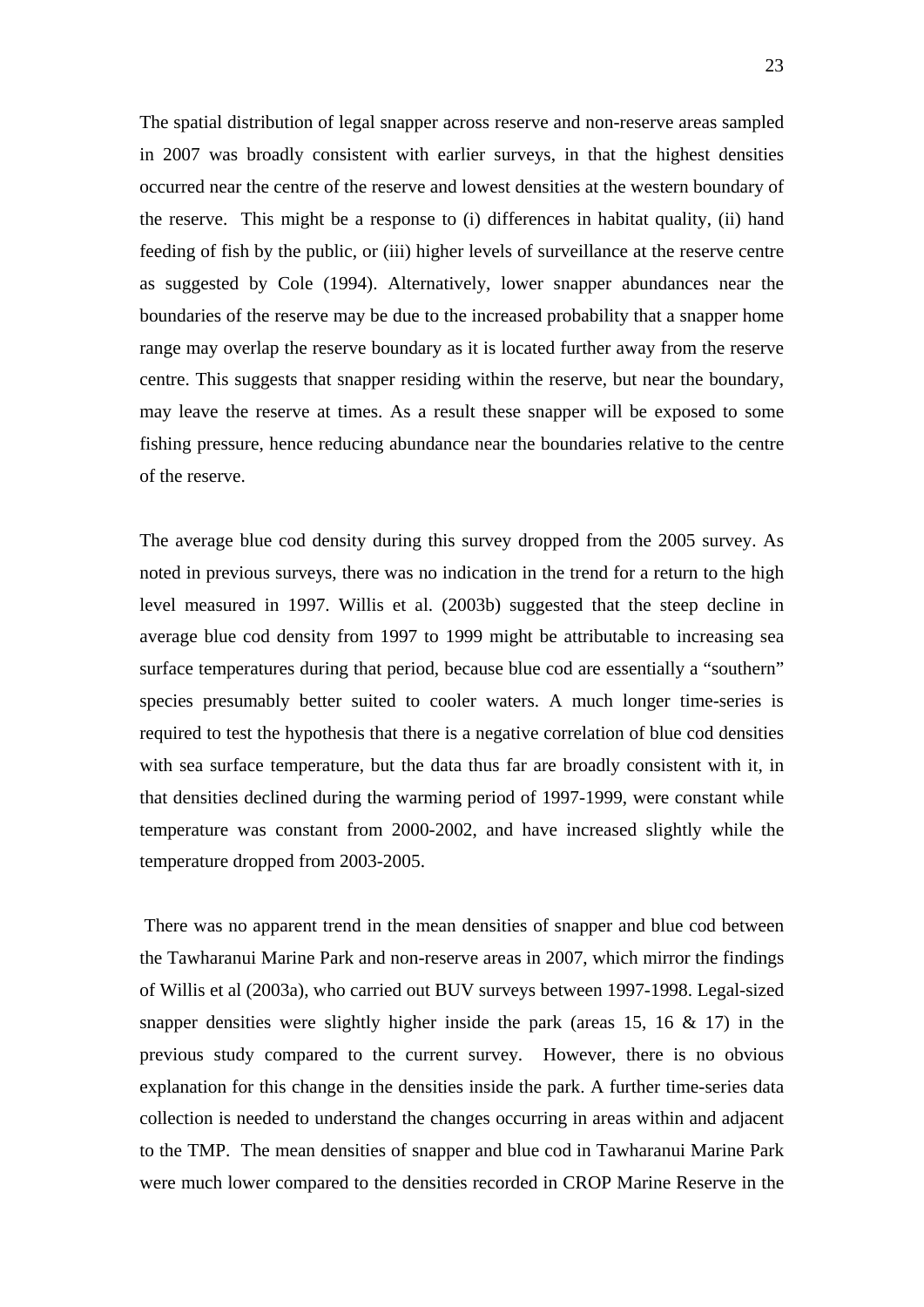The spatial distribution of legal snapper across reserve and non-reserve areas sampled in 2007 was broadly consistent with earlier surveys, in that the highest densities occurred near the centre of the reserve and lowest densities at the western boundary of the reserve. This might be a response to (i) differences in habitat quality, (ii) hand feeding of fish by the public, or (iii) higher levels of surveillance at the reserve centre as suggested by Cole (1994). Alternatively, lower snapper abundances near the boundaries of the reserve may be due to the increased probability that a snapper home range may overlap the reserve boundary as it is located further away from the reserve centre. This suggests that snapper residing within the reserve, but near the boundary, may leave the reserve at times. As a result these snapper will be exposed to some fishing pressure, hence reducing abundance near the boundaries relative to the centre of the reserve.

The average blue cod density during this survey dropped from the 2005 survey. As noted in previous surveys, there was no indication in the trend for a return to the high level measured in 1997. Willis et al. (2003b) suggested that the steep decline in average blue cod density from 1997 to 1999 might be attributable to increasing sea surface temperatures during that period, because blue cod are essentially a "southern" species presumably better suited to cooler waters. A much longer time-series is required to test the hypothesis that there is a negative correlation of blue cod densities with sea surface temperature, but the data thus far are broadly consistent with it, in that densities declined during the warming period of 1997-1999, were constant while temperature was constant from 2000-2002, and have increased slightly while the temperature dropped from 2003-2005.

There was no apparent trend in the mean densities of snapper and blue cod between the Tawharanui Marine Park and non-reserve areas in 2007, which mirror the findings of Willis et al (2003a), who carried out BUV surveys between 1997-1998. Legal-sized snapper densities were slightly higher inside the park (areas 15, 16 & 17) in the previous study compared to the current survey. However, there is no obvious explanation for this change in the densities inside the park. A further time-series data collection is needed to understand the changes occurring in areas within and adjacent to the TMP. The mean densities of snapper and blue cod in Tawharanui Marine Park were much lower compared to the densities recorded in CROP Marine Reserve in the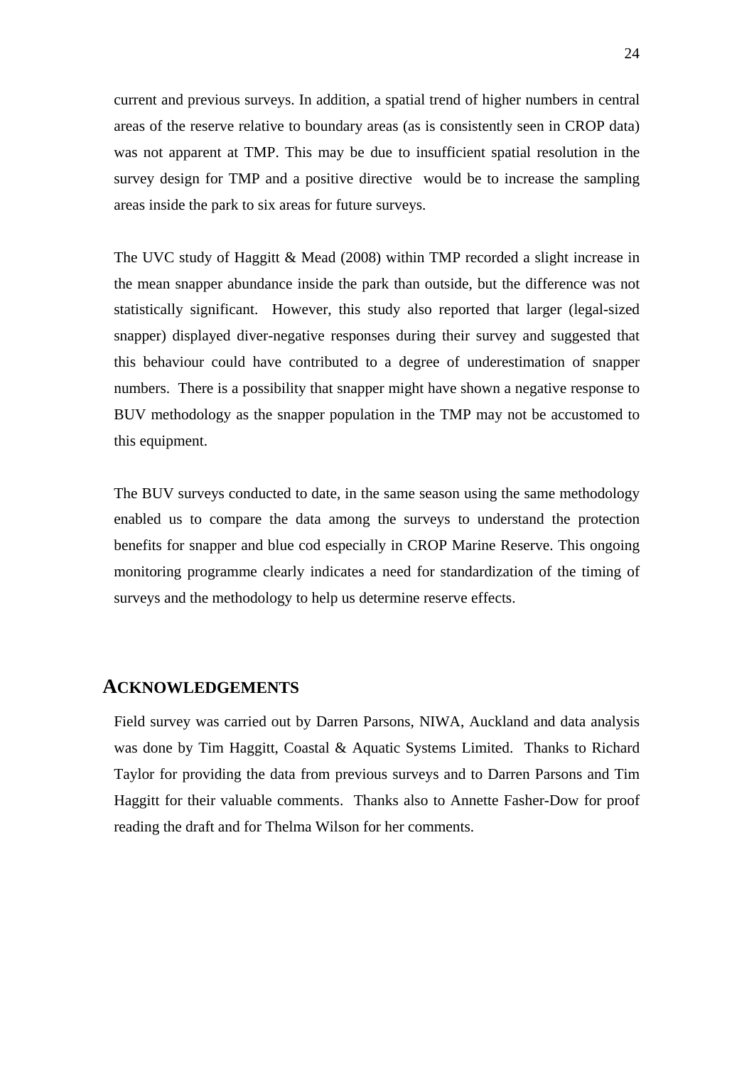current and previous surveys. In addition, a spatial trend of higher numbers in central areas of the reserve relative to boundary areas (as is consistently seen in CROP data) was not apparent at TMP. This may be due to insufficient spatial resolution in the survey design for TMP and a positive directive would be to increase the sampling areas inside the park to six areas for future surveys.

The UVC study of Haggitt & Mead (2008) within TMP recorded a slight increase in the mean snapper abundance inside the park than outside, but the difference was not statistically significant. However, this study also reported that larger (legal-sized snapper) displayed diver-negative responses during their survey and suggested that this behaviour could have contributed to a degree of underestimation of snapper numbers. There is a possibility that snapper might have shown a negative response to BUV methodology as the snapper population in the TMP may not be accustomed to this equipment.

The BUV surveys conducted to date, in the same season using the same methodology enabled us to compare the data among the surveys to understand the protection benefits for snapper and blue cod especially in CROP Marine Reserve. This ongoing monitoring programme clearly indicates a need for standardization of the timing of surveys and the methodology to help us determine reserve effects.

## ACKNOWLEDGEMENTS

Field survey was carried out by Darren Parsons, NIWA, Auckland and data analysis was done by Tim Haggitt, Coastal & Aquatic Systems Limited. Thanks to Richard Taylor for providing the data from previous surveys and to Darren Parsons and Tim Haggitt for their valuable comments. Thanks also to Annette Fasher-Dow for proof reading the draft and for Thelma Wilson for her comments.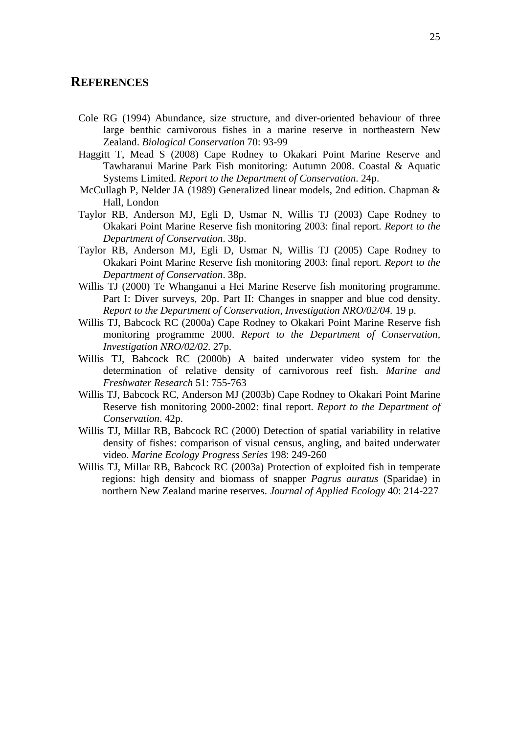# REFERENCES

Cole RG (1994) Abundance, size structure, and diver-oriented behaviour of three large benthic carnivorous fishes in a marine reserve in northeastern New Zealand. *Biological Conservation* 70: 93-99

Haggitt T, Mead S (2008) Cape Rodney to Okakari Point Marine Reserve and Tawharanui Marine Park Fish monitoring: Autumn 2008. Coastal & Aquatic Systems Limited. *Report to the Department of Conservation*. 24p.

McCullagh P, Nelder JA (1989) Generalized linear models, 2nd edition. Chapman & Hall, London

Taylor RB, Anderson MJ, Egli D, Usmar N, Willis TJ (2003) Cape Rodney to Okakari Point Marine Reserve fish monitoring 2003: final report. *Report to the Department of Conservation*. 38p.

Taylor RB, Anderson MJ, Egli D, Usmar N, Willis TJ (2005) Cape Rodney to Okakari Point Marine Reserve fish monitoring 2003: final report. *Report to the Department of Conservation*. 38p.

Willis TJ (2000) Te Whanganui a Hei Marine Reserve fish monitoring programme. Part I: Diver surveys, 20p. Part II: Changes in snapper and blue cod density. *Report to the Department of Conservation, Investigation NRO/02/04.* 19 p.

Willis TJ, Babcock RC (2000a) Cape Rodney to Okakari Point Marine Reserve fish monitoring programme 2000. *Report to the Department of Conservation, Investigation NRO/02/02*. 27p.

Willis TJ, Babcock RC (2000b) A baited underwater video system for the determination of relative density of carnivorous reef fish. *Marine and Freshwater Research* 51: 755-763

Willis TJ, Babcock RC, Anderson MJ (2003b) Cape Rodney to Okakari Point Marine Reserve fish monitoring 2000-2002: final report. *Report to the Department of Conservation*. 42p.

Willis TJ, Millar RB, Babcock RC (2000) Detection of spatial variability in relative density of fishes: comparison of visual census, angling, and baited underwater video. *Marine Ecology Progress Series* 198: 249-260

Willis TJ, Millar RB, Babcock RC (2003a) Protection of exploited fish in temperate regions: high density and biomass of snapper *Pagrus auratus* (Sparidae) in northern New Zealand marine reserves. *Journal of Applied Ecology* 40: 214-227